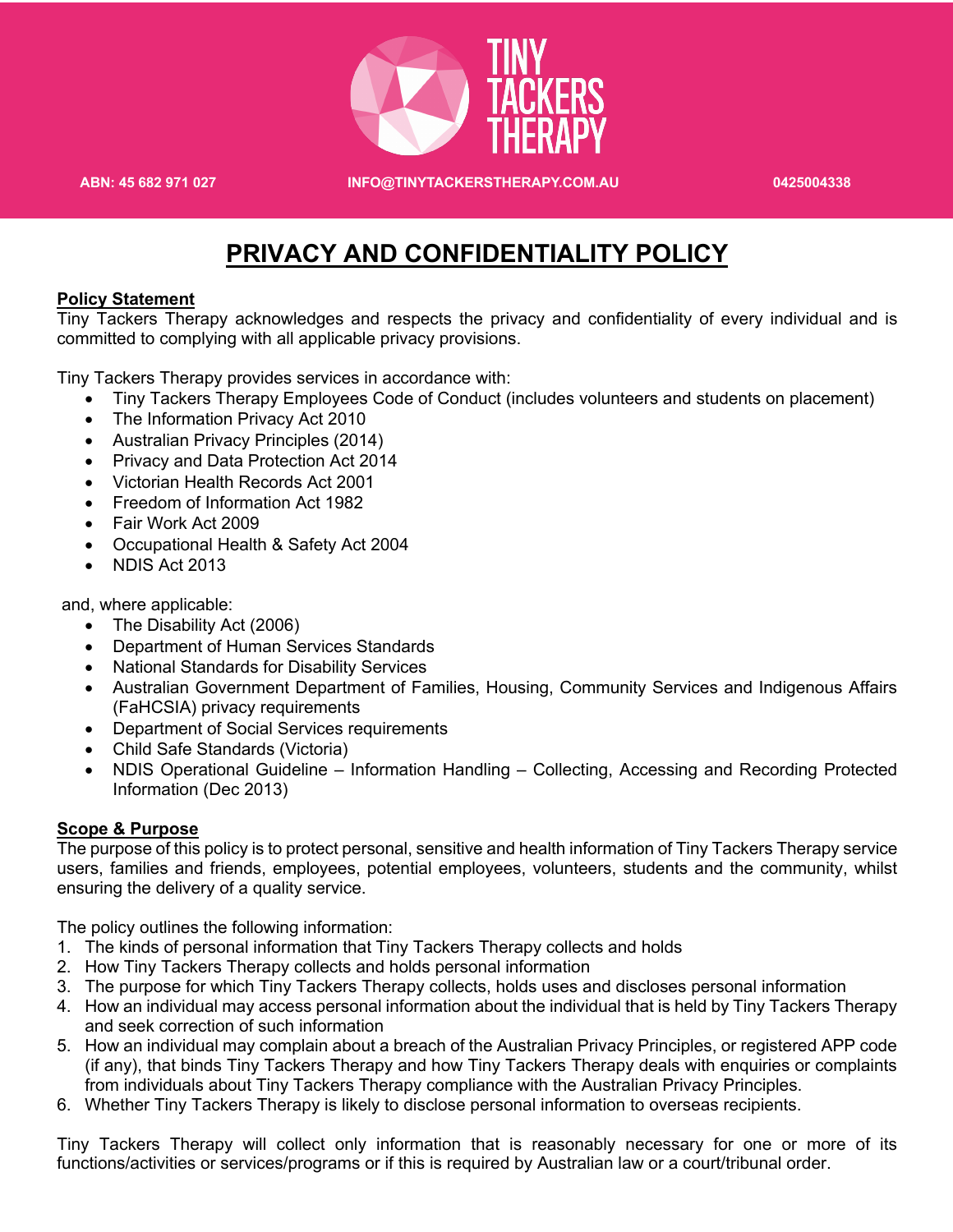TINY TACKERS THERAPY

ABN: 45 682 971 027 INFO@TINYTACKERSTHERAPY.COM.AU 0425004338

# PRIVACY AND CONFIDENTIALITY POLICY

**Policy Statement**

Tiny Tackers Therapy acknowledges and respects the privacy and confidentiality of every individual and is committed to complying with all applicable privacy provisions.

Tiny Tackers Therapy provides services in accordance with:

- Tiny Tackers Therapy Employees Code of Conduct (includes volunteers and students on placement)
- The Information Privacy Act 2010
- Australian Privacy Principles (2014)
- Privacy and Data Protection Act 2014
- Victorian Health Records Act 2001
- Freedom of Information Act 1982
- Fair Work Act 2009
- Occupational Health & Safety Act 2004
- NDIS Act 2013

and, where applicable:

- The Disability Act (2006)
- Department of Human Services Standards
- National Standards for Disability Services
- Australian Government Department of Families, Housing, Community Services and Indigenous Affairs (FaHCSIA) privacy requirements
- Department of Social Services requirements
- Child Safe Standards (Victoria)
- NDIS Operational Guideline – Information Handling – Collecting, Accessing and Recording Protected Information (Dec 2013)

**Scope & Purpose**

The purpose of this policy is to protect personal, sensitive and health information of Tiny Tackers Therapy service users, families and friends, employees, potential employees, volunteers, students and the community, whilst ensuring the delivery of a quality service.

The policy outlines the following information:

1. The kinds of personal information that Tiny Tackers Therapy collects and holds
2. How Tiny Tackers Therapy collects and holds personal information
3. The purpose for which Tiny Tackers Therapy collects, holds uses and discloses personal information
4. How an individual may access personal information about the individual that is held by Tiny Tackers Therapy and seek correction of such information
5. How an individual may complain about a breach of the Australian Privacy Principles, or registered APP code (if any), that binds Tiny Tackers Therapy and how Tiny Tackers Therapy deals with enquiries or complaints from individuals about Tiny Tackers Therapy compliance with the Australian Privacy Principles.
6. Whether Tiny Tackers Therapy is likely to disclose personal information to overseas recipients.

Tiny Tackers Therapy will collect only information that is reasonably necessary for one or more of its functions/activities or services/programs or if this is required by Australian law or a court/tribunal order.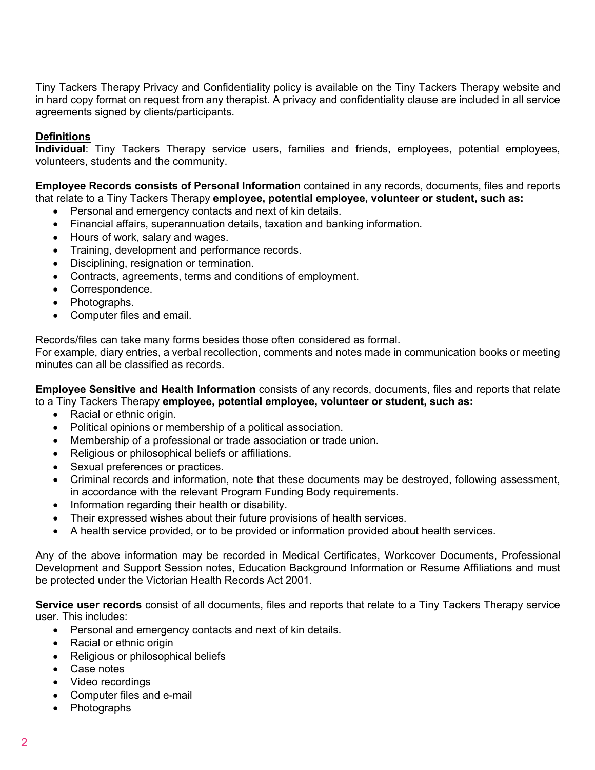Tiny Tackers Therapy Privacy and Confidentiality policy is available on the Tiny Tackers Therapy website and in hard copy format on request from any therapist. A privacy and confidentiality clause are included in all service agreements signed by clients/participants.

**Definitions**

**Individual**: Tiny Tackers Therapy service users, families and friends, employees, potential employees, volunteers, students and the community.

**Employee Records consists of Personal Information** contained in any records, documents, files and reports that relate to a Tiny Tackers Therapy **employee, potential employee, volunteer or student, such as:**

- Personal and emergency contacts and next of kin details.
- Financial affairs, superannuation details, taxation and banking information.
- Hours of work, salary and wages.
- Training, development and performance records.
- Disciplining, resignation or termination.
- Contracts, agreements, terms and conditions of employment.
- Correspondence.
- Photographs.
- Computer files and email.

Records/files can take many forms besides those often considered as formal.
For example, diary entries, a verbal recollection, comments and notes made in communication books or meeting minutes can all be classified as records.

**Employee Sensitive and Health Information** consists of any records, documents, files and reports that relate to a Tiny Tackers Therapy **employee, potential employee, volunteer or student, such as:**

- Racial or ethnic origin.
- Political opinions or membership of a political association.
- Membership of a professional or trade association or trade union.
- Religious or philosophical beliefs or affiliations.
- Sexual preferences or practices.
- Criminal records and information, note that these documents may be destroyed, following assessment, in accordance with the relevant Program Funding Body requirements.
- Information regarding their health or disability.
- Their expressed wishes about their future provisions of health services.
- A health service provided, or to be provided or information provided about health services.

Any of the above information may be recorded in Medical Certificates, Workcover Documents, Professional Development and Support Session notes, Education Background Information or Resume Affiliations and must be protected under the Victorian Health Records Act 2001.

**Service user records** consist of all documents, files and reports that relate to a Tiny Tackers Therapy service user. This includes:

- Personal and emergency contacts and next of kin details.
- Racial or ethnic origin
- Religious or philosophical beliefs
- Case notes
- Video recordings
- Computer files and e-mail
- Photographs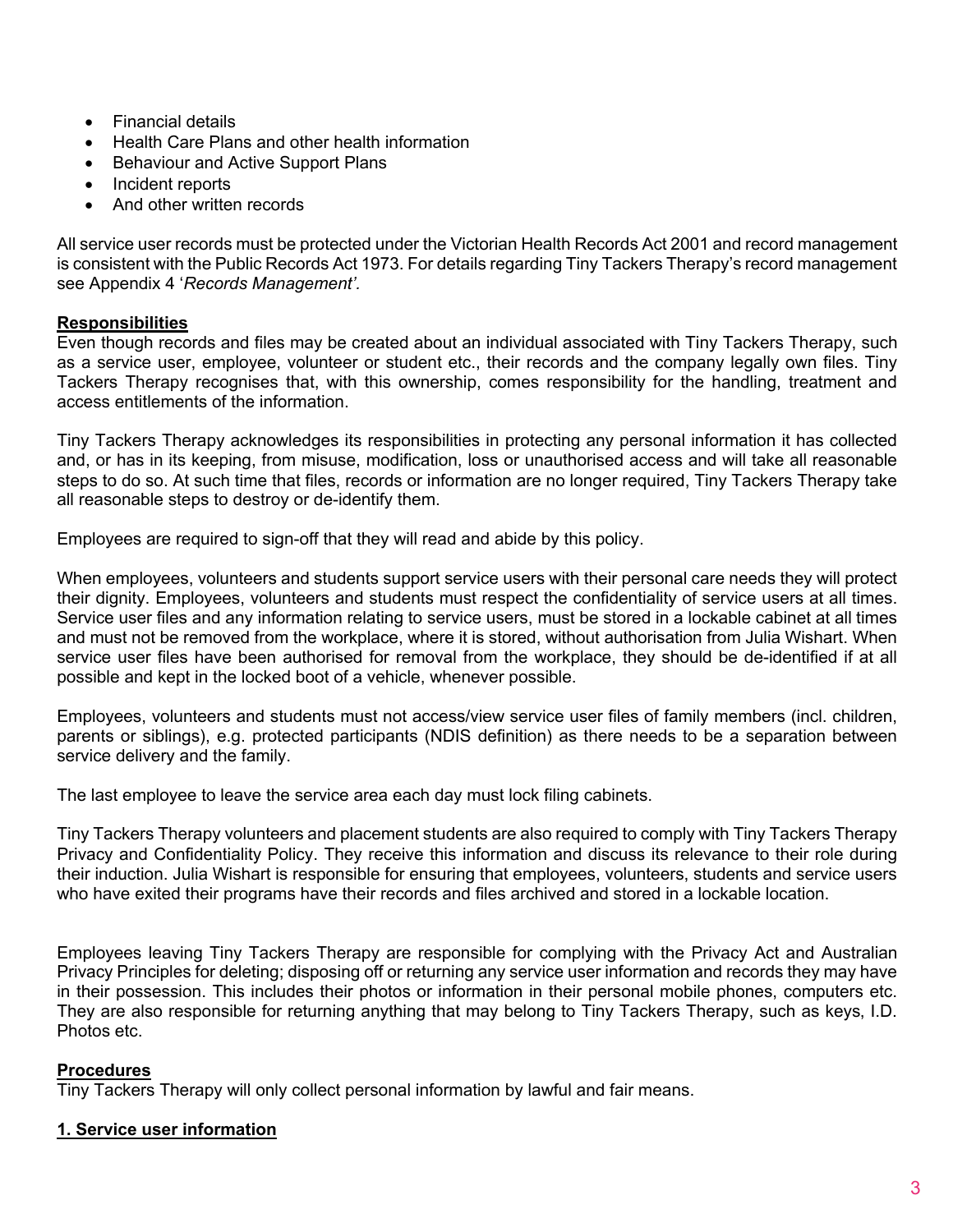- Financial details
- Health Care Plans and other health information
- Behaviour and Active Support Plans
- Incident reports
- And other written records

All service user records must be protected under the Victorian Health Records Act 2001 and record management is consistent with the Public Records Act 1973. For details regarding Tiny Tackers Therapy's record management see Appendix 4 '*Records Management'.*

**Responsibilities**

Even though records and files may be created about an individual associated with Tiny Tackers Therapy, such as a service user, employee, volunteer or student etc., their records and the company legally own files. Tiny Tackers Therapy recognises that, with this ownership, comes responsibility for the handling, treatment and access entitlements of the information.

Tiny Tackers Therapy acknowledges its responsibilities in protecting any personal information it has collected and, or has in its keeping, from misuse, modification, loss or unauthorised access and will take all reasonable steps to do so. At such time that files, records or information are no longer required, Tiny Tackers Therapy take all reasonable steps to destroy or de-identify them.

Employees are required to sign-off that they will read and abide by this policy.

When employees, volunteers and students support service users with their personal care needs they will protect their dignity. Employees, volunteers and students must respect the confidentiality of service users at all times. Service user files and any information relating to service users, must be stored in a lockable cabinet at all times and must not be removed from the workplace, where it is stored, without authorisation from Julia Wishart. When service user files have been authorised for removal from the workplace, they should be de-identified if at all possible and kept in the locked boot of a vehicle, whenever possible.

Employees, volunteers and students must not access/view service user files of family members (incl. children, parents or siblings), e.g. protected participants (NDIS definition) as there needs to be a separation between service delivery and the family.

The last employee to leave the service area each day must lock filing cabinets.

Tiny Tackers Therapy volunteers and placement students are also required to comply with Tiny Tackers Therapy Privacy and Confidentiality Policy. They receive this information and discuss its relevance to their role during their induction. Julia Wishart is responsible for ensuring that employees, volunteers, students and service users who have exited their programs have their records and files archived and stored in a lockable location.

Employees leaving Tiny Tackers Therapy are responsible for complying with the Privacy Act and Australian Privacy Principles for deleting; disposing off or returning any service user information and records they may have in their possession. This includes their photos or information in their personal mobile phones, computers etc. They are also responsible for returning anything that may belong to Tiny Tackers Therapy, such as keys, I.D. Photos etc.

**Procedures**

Tiny Tackers Therapy will only collect personal information by lawful and fair means.

**1. Service user information**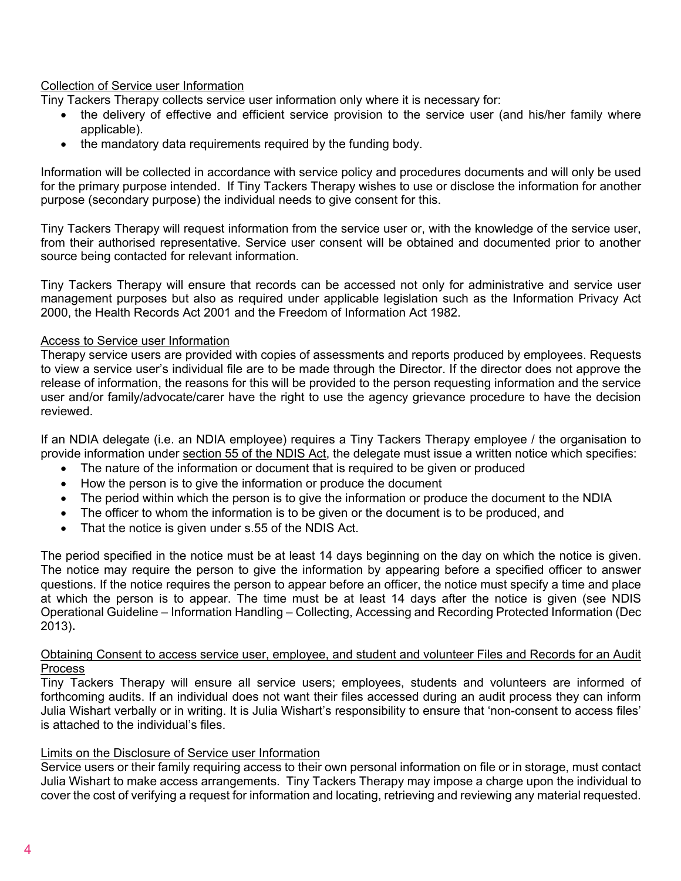Collection of Service user Information

Tiny Tackers Therapy collects service user information only where it is necessary for:

- the delivery of effective and efficient service provision to the service user (and his/her family where applicable).
- the mandatory data requirements required by the funding body.

Information will be collected in accordance with service policy and procedures documents and will only be used for the primary purpose intended. If Tiny Tackers Therapy wishes to use or disclose the information for another purpose (secondary purpose) the individual needs to give consent for this.

Tiny Tackers Therapy will request information from the service user or, with the knowledge of the service user, from their authorised representative. Service user consent will be obtained and documented prior to another source being contacted for relevant information.

Tiny Tackers Therapy will ensure that records can be accessed not only for administrative and service user management purposes but also as required under applicable legislation such as the Information Privacy Act 2000, the Health Records Act 2001 and the Freedom of Information Act 1982.

Access to Service user Information

Therapy service users are provided with copies of assessments and reports produced by employees. Requests to view a service user's individual file are to be made through the Director. If the director does not approve the release of information, the reasons for this will be provided to the person requesting information and the service user and/or family/advocate/carer have the right to use the agency grievance procedure to have the decision reviewed.

If an NDIA delegate (i.e. an NDIA employee) requires a Tiny Tackers Therapy employee / the organisation to provide information under section 55 of the NDIS Act, the delegate must issue a written notice which specifies:

- The nature of the information or document that is required to be given or produced
- How the person is to give the information or produce the document
- The period within which the person is to give the information or produce the document to the NDIA
- The officer to whom the information is to be given or the document is to be produced, and
- That the notice is given under s.55 of the NDIS Act.

The period specified in the notice must be at least 14 days beginning on the day on which the notice is given. The notice may require the person to give the information by appearing before a specified officer to answer questions. If the notice requires the person to appear before an officer, the notice must specify a time and place at which the person is to appear. The time must be at least 14 days after the notice is given (see NDIS Operational Guideline – Information Handling – Collecting, Accessing and Recording Protected Information (Dec 2013)**.**

Obtaining Consent to access service user, employee, and student and volunteer Files and Records for an Audit Process

Tiny Tackers Therapy will ensure all service users; employees, students and volunteers are informed of forthcoming audits. If an individual does not want their files accessed during an audit process they can inform Julia Wishart verbally or in writing. It is Julia Wishart's responsibility to ensure that 'non-consent to access files' is attached to the individual's files.

Limits on the Disclosure of Service user Information

Service users or their family requiring access to their own personal information on file or in storage, must contact Julia Wishart to make access arrangements. Tiny Tackers Therapy may impose a charge upon the individual to cover the cost of verifying a request for information and locating, retrieving and reviewing any material requested.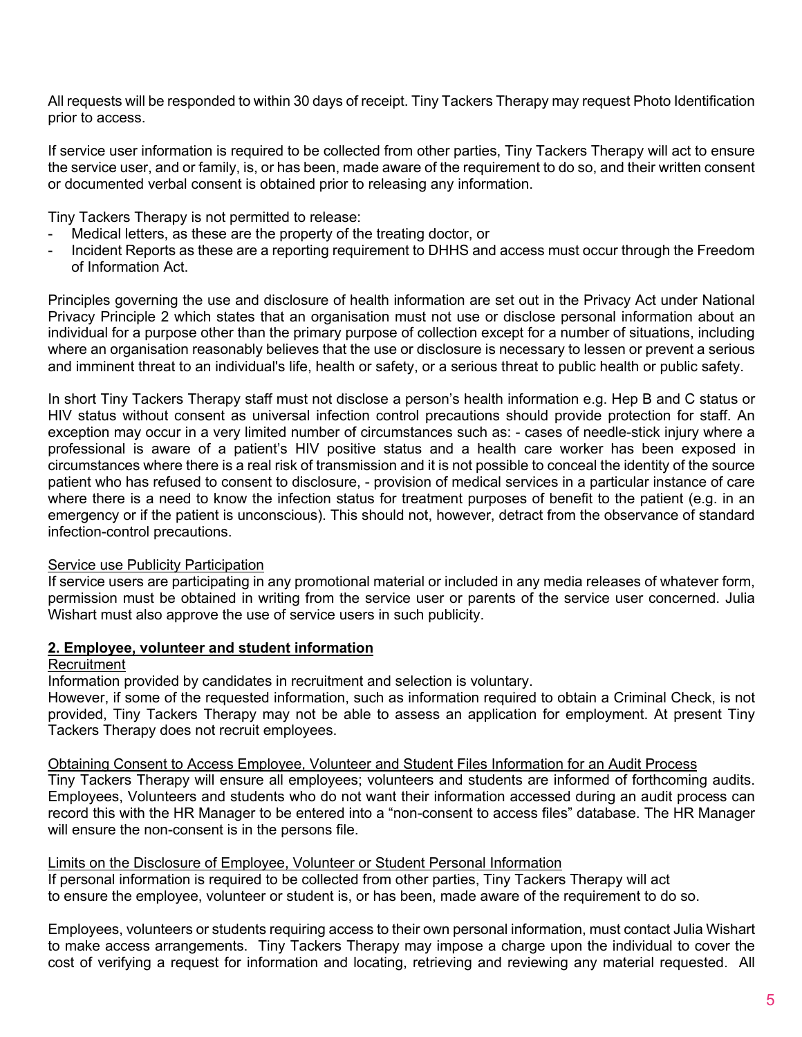All requests will be responded to within 30 days of receipt. Tiny Tackers Therapy may request Photo Identification prior to access.

If service user information is required to be collected from other parties, Tiny Tackers Therapy will act to ensure the service user, and or family, is, or has been, made aware of the requirement to do so, and their written consent or documented verbal consent is obtained prior to releasing any information.

Tiny Tackers Therapy is not permitted to release:

- Medical letters, as these are the property of the treating doctor, or
- Incident Reports as these are a reporting requirement to DHHS and access must occur through the Freedom of Information Act.

Principles governing the use and disclosure of health information are set out in the Privacy Act under National Privacy Principle 2 which states that an organisation must not use or disclose personal information about an individual for a purpose other than the primary purpose of collection except for a number of situations, including where an organisation reasonably believes that the use or disclosure is necessary to lessen or prevent a serious and imminent threat to an individual's life, health or safety, or a serious threat to public health or public safety.

In short Tiny Tackers Therapy staff must not disclose a person's health information e.g. Hep B and C status or HIV status without consent as universal infection control precautions should provide protection for staff. An exception may occur in a very limited number of circumstances such as: - cases of needle-stick injury where a professional is aware of a patient's HIV positive status and a health care worker has been exposed in circumstances where there is a real risk of transmission and it is not possible to conceal the identity of the source patient who has refused to consent to disclosure, - provision of medical services in a particular instance of care where there is a need to know the infection status for treatment purposes of benefit to the patient (e.g. in an emergency or if the patient is unconscious). This should not, however, detract from the observance of standard infection-control precautions.

Service use Publicity Participation

If service users are participating in any promotional material or included in any media releases of whatever form, permission must be obtained in writing from the service user or parents of the service user concerned. Julia Wishart must also approve the use of service users in such publicity.

## 2. Employee, volunteer and student information

Recruitment

Information provided by candidates in recruitment and selection is voluntary.
However, if some of the requested information, such as information required to obtain a Criminal Check, is not provided, Tiny Tackers Therapy may not be able to assess an application for employment. At present Tiny Tackers Therapy does not recruit employees.

Obtaining Consent to Access Employee, Volunteer and Student Files Information for an Audit Process

Tiny Tackers Therapy will ensure all employees; volunteers and students are informed of forthcoming audits. Employees, Volunteers and students who do not want their information accessed during an audit process can record this with the HR Manager to be entered into a "non-consent to access files" database. The HR Manager will ensure the non-consent is in the persons file.

Limits on the Disclosure of Employee, Volunteer or Student Personal Information

If personal information is required to be collected from other parties, Tiny Tackers Therapy will act to ensure the employee, volunteer or student is, or has been, made aware of the requirement to do so.

Employees, volunteers or students requiring access to their own personal information, must contact Julia Wishart to make access arrangements. Tiny Tackers Therapy may impose a charge upon the individual to cover the cost of verifying a request for information and locating, retrieving and reviewing any material requested. All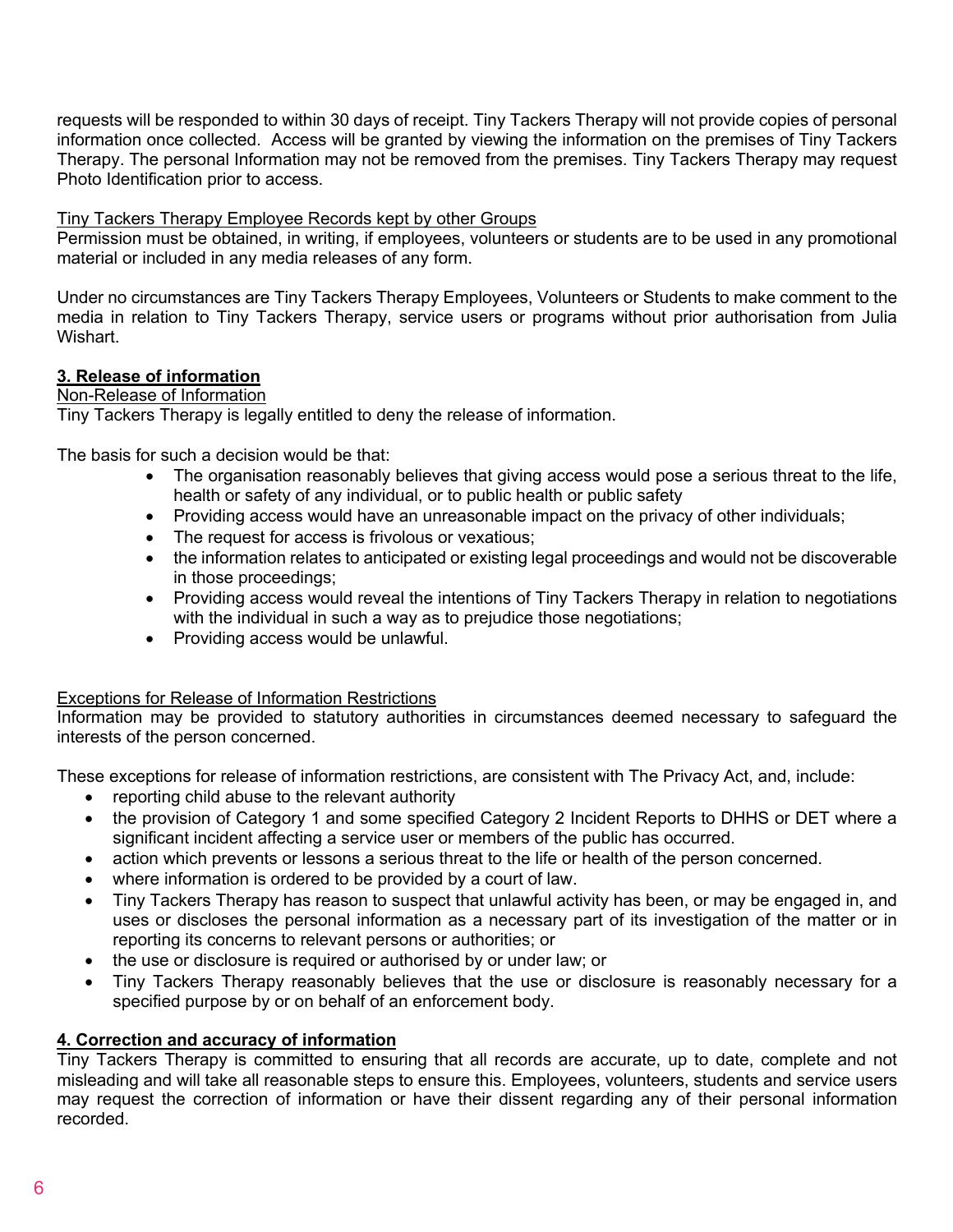requests will be responded to within 30 days of receipt. Tiny Tackers Therapy will not provide copies of personal information once collected. Access will be granted by viewing the information on the premises of Tiny Tackers Therapy. The personal Information may not be removed from the premises. Tiny Tackers Therapy may request Photo Identification prior to access.

Tiny Tackers Therapy Employee Records kept by other Groups

Permission must be obtained, in writing, if employees, volunteers or students are to be used in any promotional material or included in any media releases of any form.

Under no circumstances are Tiny Tackers Therapy Employees, Volunteers or Students to make comment to the media in relation to Tiny Tackers Therapy, service users or programs without prior authorisation from Julia Wishart.

## 3. Release of information

Non-Release of Information

Tiny Tackers Therapy is legally entitled to deny the release of information.

The basis for such a decision would be that:

- The organisation reasonably believes that giving access would pose a serious threat to the life, health or safety of any individual, or to public health or public safety
- Providing access would have an unreasonable impact on the privacy of other individuals;
- The request for access is frivolous or vexatious;
- the information relates to anticipated or existing legal proceedings and would not be discoverable in those proceedings;
- Providing access would reveal the intentions of Tiny Tackers Therapy in relation to negotiations with the individual in such a way as to prejudice those negotiations;
- Providing access would be unlawful.

Exceptions for Release of Information Restrictions

Information may be provided to statutory authorities in circumstances deemed necessary to safeguard the interests of the person concerned.

These exceptions for release of information restrictions, are consistent with The Privacy Act, and, include:

- reporting child abuse to the relevant authority
- the provision of Category 1 and some specified Category 2 Incident Reports to DHHS or DET where a significant incident affecting a service user or members of the public has occurred.
- action which prevents or lessons a serious threat to the life or health of the person concerned.
- where information is ordered to be provided by a court of law.
- Tiny Tackers Therapy has reason to suspect that unlawful activity has been, or may be engaged in, and uses or discloses the personal information as a necessary part of its investigation of the matter or in reporting its concerns to relevant persons or authorities; or
- the use or disclosure is required or authorised by or under law; or
- Tiny Tackers Therapy reasonably believes that the use or disclosure is reasonably necessary for a specified purpose by or on behalf of an enforcement body.

## 4. Correction and accuracy of information

Tiny Tackers Therapy is committed to ensuring that all records are accurate, up to date, complete and not misleading and will take all reasonable steps to ensure this. Employees, volunteers, students and service users may request the correction of information or have their dissent regarding any of their personal information recorded.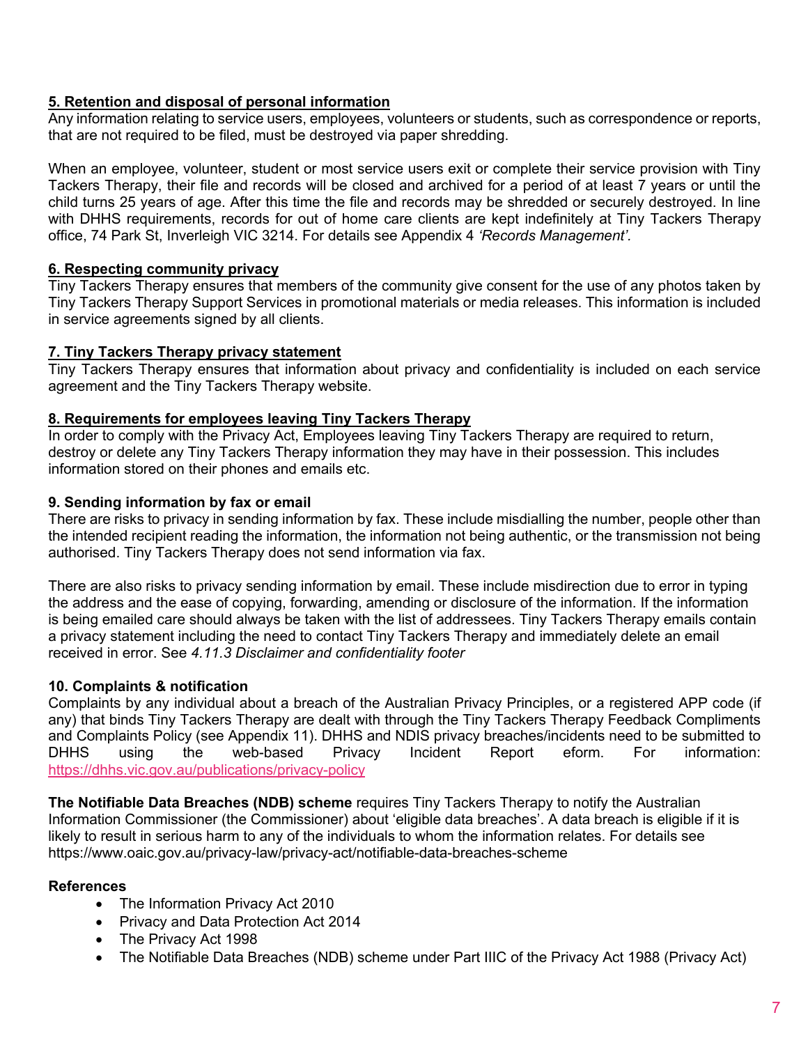**5. Retention and disposal of personal information**

Any information relating to service users, employees, volunteers or students, such as correspondence or reports, that are not required to be filed, must be destroyed via paper shredding.

When an employee, volunteer, student or most service users exit or complete their service provision with Tiny Tackers Therapy, their file and records will be closed and archived for a period of at least 7 years or until the child turns 25 years of age. After this time the file and records may be shredded or securely destroyed. In line with DHHS requirements, records for out of home care clients are kept indefinitely at Tiny Tackers Therapy office, 74 Park St, Inverleigh VIC 3214. For details see Appendix 4 *'Records Management'.*

**6. Respecting community privacy**

Tiny Tackers Therapy ensures that members of the community give consent for the use of any photos taken by Tiny Tackers Therapy Support Services in promotional materials or media releases. This information is included in service agreements signed by all clients.

**7. Tiny Tackers Therapy privacy statement**

Tiny Tackers Therapy ensures that information about privacy and confidentiality is included on each service agreement and the Tiny Tackers Therapy website.

**8. Requirements for employees leaving Tiny Tackers Therapy**

In order to comply with the Privacy Act, Employees leaving Tiny Tackers Therapy are required to return, destroy or delete any Tiny Tackers Therapy information they may have in their possession. This includes information stored on their phones and emails etc.

**9. Sending information by fax or email**

There are risks to privacy in sending information by fax. These include misdialling the number, people other than the intended recipient reading the information, the information not being authentic, or the transmission not being authorised. Tiny Tackers Therapy does not send information via fax.

There are also risks to privacy sending information by email. These include misdirection due to error in typing the address and the ease of copying, forwarding, amending or disclosure of the information. If the information is being emailed care should always be taken with the list of addressees. Tiny Tackers Therapy emails contain a privacy statement including the need to contact Tiny Tackers Therapy and immediately delete an email received in error. See *4.11.3 Disclaimer and confidentiality footer*

**10. Complaints & notification**

Complaints by any individual about a breach of the Australian Privacy Principles, or a registered APP code (if any) that binds Tiny Tackers Therapy are dealt with through the Tiny Tackers Therapy Feedback Compliments and Complaints Policy (see Appendix 11). DHHS and NDIS privacy breaches/incidents need to be submitted to DHHS using the web-based Privacy Incident Report eform. For information: https://dhhs.vic.gov.au/publications/privacy-policy

**The Notifiable Data Breaches (NDB) scheme** requires Tiny Tackers Therapy to notify the Australian Information Commissioner (the Commissioner) about 'eligible data breaches'. A data breach is eligible if it is likely to result in serious harm to any of the individuals to whom the information relates. For details see https://www.oaic.gov.au/privacy-law/privacy-act/notifiable-data-breaches-scheme

**References**

- The Information Privacy Act 2010
- Privacy and Data Protection Act 2014
- The Privacy Act 1998
- The Notifiable Data Breaches (NDB) scheme under Part IIIC of the Privacy Act 1988 (Privacy Act)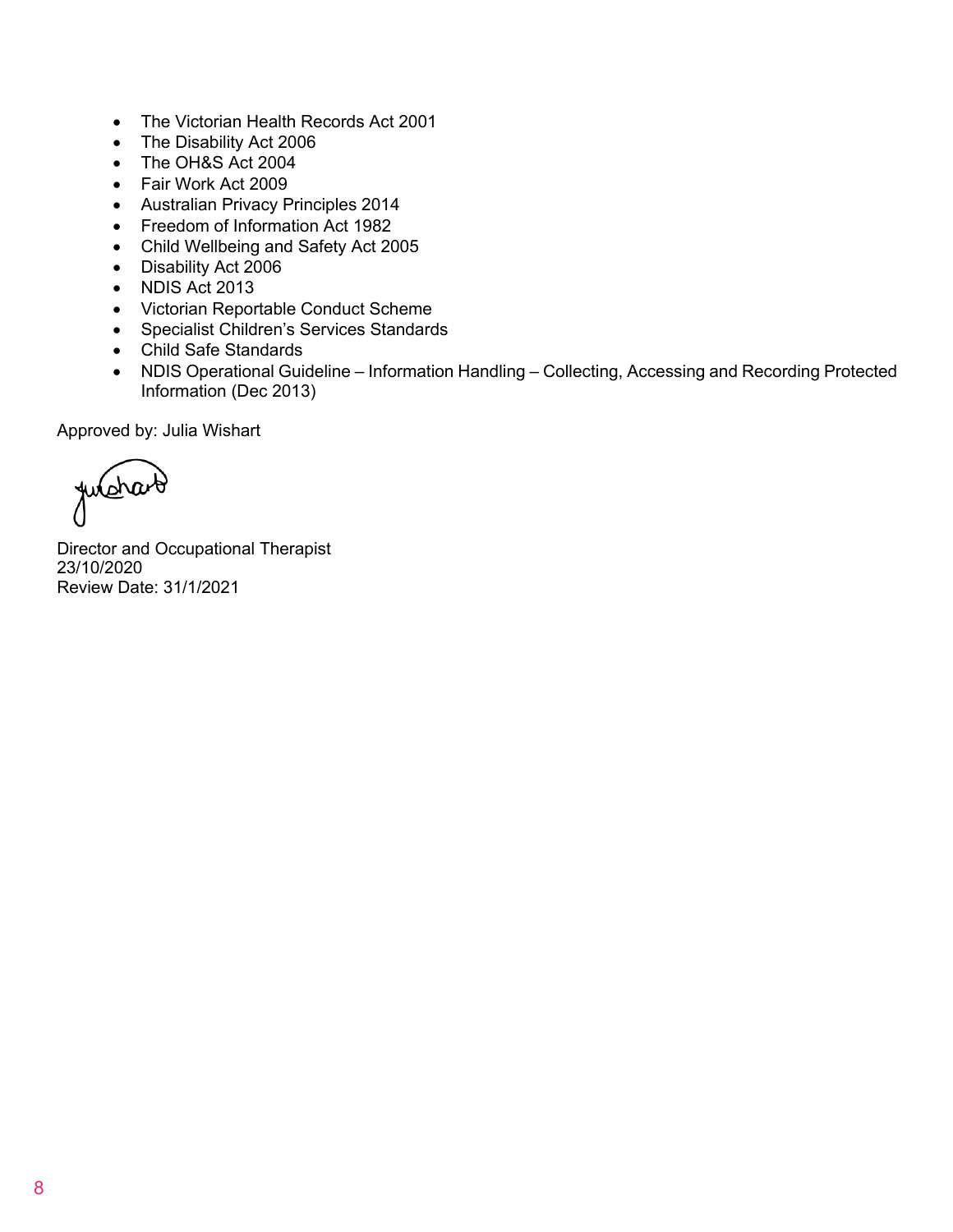- The Victorian Health Records Act 2001
- The Disability Act 2006
- The OH&S Act 2004
- Fair Work Act 2009
- Australian Privacy Principles 2014
- Freedom of Information Act 1982
- Child Wellbeing and Safety Act 2005
- Disability Act 2006
- NDIS Act 2013
- Victorian Reportable Conduct Scheme
- Specialist Children's Services Standards
- Child Safe Standards
- NDIS Operational Guideline – Information Handling – Collecting, Accessing and Recording Protected Information (Dec 2013)

Approved by: Julia Wishart

Director and Occupational Therapist
23/10/2020
Review Date: 31/1/2021